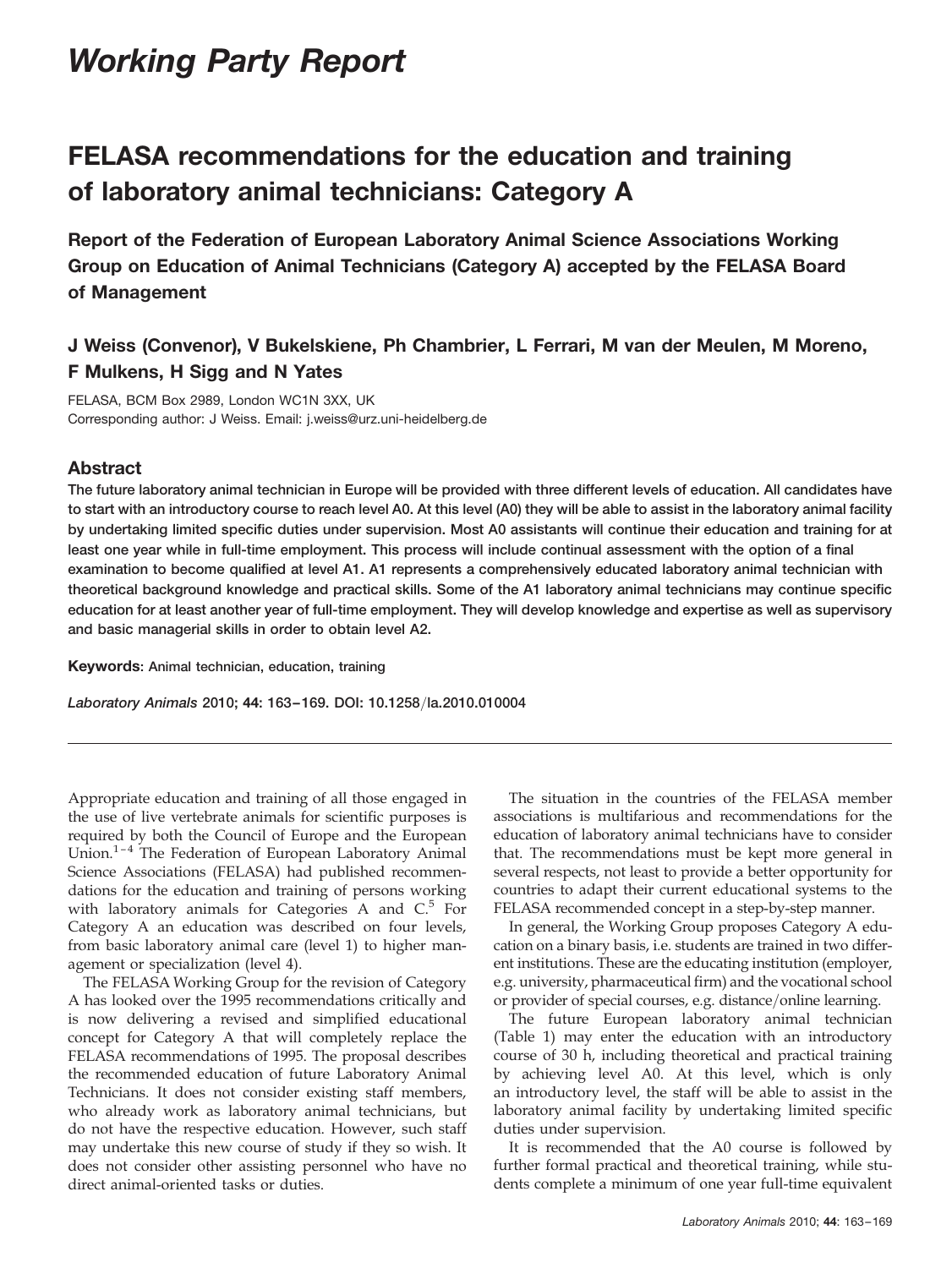# Working Party Report

## FELASA recommendations for the education and training of laboratory animal technicians: Category A

**Report of the Federation of European Laboratory Animal Science Associations Working Group on Education of Animal Technicians (Category A) accepted by the FELASA Board of Management**

**J Weiss (Convenor), V Bukelskiene, Ph Chambrier, L Ferrari, M van der Meulen, M Moreno, F Mulkens, H Sigg and N Yates**

FELASA, BCM Box 2989, London WC1N 3XX, UK
Corresponding author: J Weiss. Email: j.weiss@urz.uni-heidelberg.de

### Abstract

**The future laboratory animal technician in Europe will be provided with three different levels of education. All candidates have to start with an introductory course to reach level A0. At this level (A0) they will be able to assist in the laboratory animal facility by undertaking limited specific duties under supervision. Most A0 assistants will continue their education and training for at least one year while in full-time employment. This process will include continual assessment with the option of a final examination to become qualified at level A1. A1 represents a comprehensively educated laboratory animal technician with theoretical background knowledge and practical skills. Some of the A1 laboratory animal technicians may continue specific education for at least another year of full-time employment. They will develop knowledge and expertise as well as supervisory and basic managerial skills in order to obtain level A2.**

**Keywords**: Animal technician, education, training

*Laboratory Animals* 2010; **44**: 163–169. DOI: 10.1258/la.2010.010004

Appropriate education and training of all those engaged in the use of live vertebrate animals for scientific purposes is required by both the Council of Europe and the European Union.[1–4] The Federation of European Laboratory Animal Science Associations (FELASA) had published recommendations for the education and training of persons working with laboratory animals for Categories A and C.[5] For Category A an education was described on four levels, from basic laboratory animal care (level 1) to higher management or specialization (level 4).

The FELASA Working Group for the revision of Category A has looked over the 1995 recommendations critically and is now delivering a revised and simplified educational concept for Category A that will completely replace the FELASA recommendations of 1995. The proposal describes the recommended education of future Laboratory Animal Technicians. It does not consider existing staff members, who already work as laboratory animal technicians, but do not have the respective education. However, such staff may undertake this new course of study if they so wish. It does not consider other assisting personnel who have no direct animal-oriented tasks or duties.

The situation in the countries of the FELASA member associations is multifarious and recommendations for the education of laboratory animal technicians have to consider that. The recommendations must be kept more general in several respects, not least to provide a better opportunity for countries to adapt their current educational systems to the FELASA recommended concept in a step-by-step manner.

In general, the Working Group proposes Category A education on a binary basis, i.e. students are trained in two different institutions. These are the educating institution (employer, e.g. university, pharmaceutical firm) and the vocational school or provider of special courses, e.g. distance/online learning.

The future European laboratory animal technician (Table 1) may enter the education with an introductory course of 30 h, including theoretical and practical training by achieving level A0. At this level, which is only an introductory level, the staff will be able to assist in the laboratory animal facility by undertaking limited specific duties under supervision.

It is recommended that the A0 course is followed by further formal practical and theoretical training, while students complete a minimum of one year full-time equivalent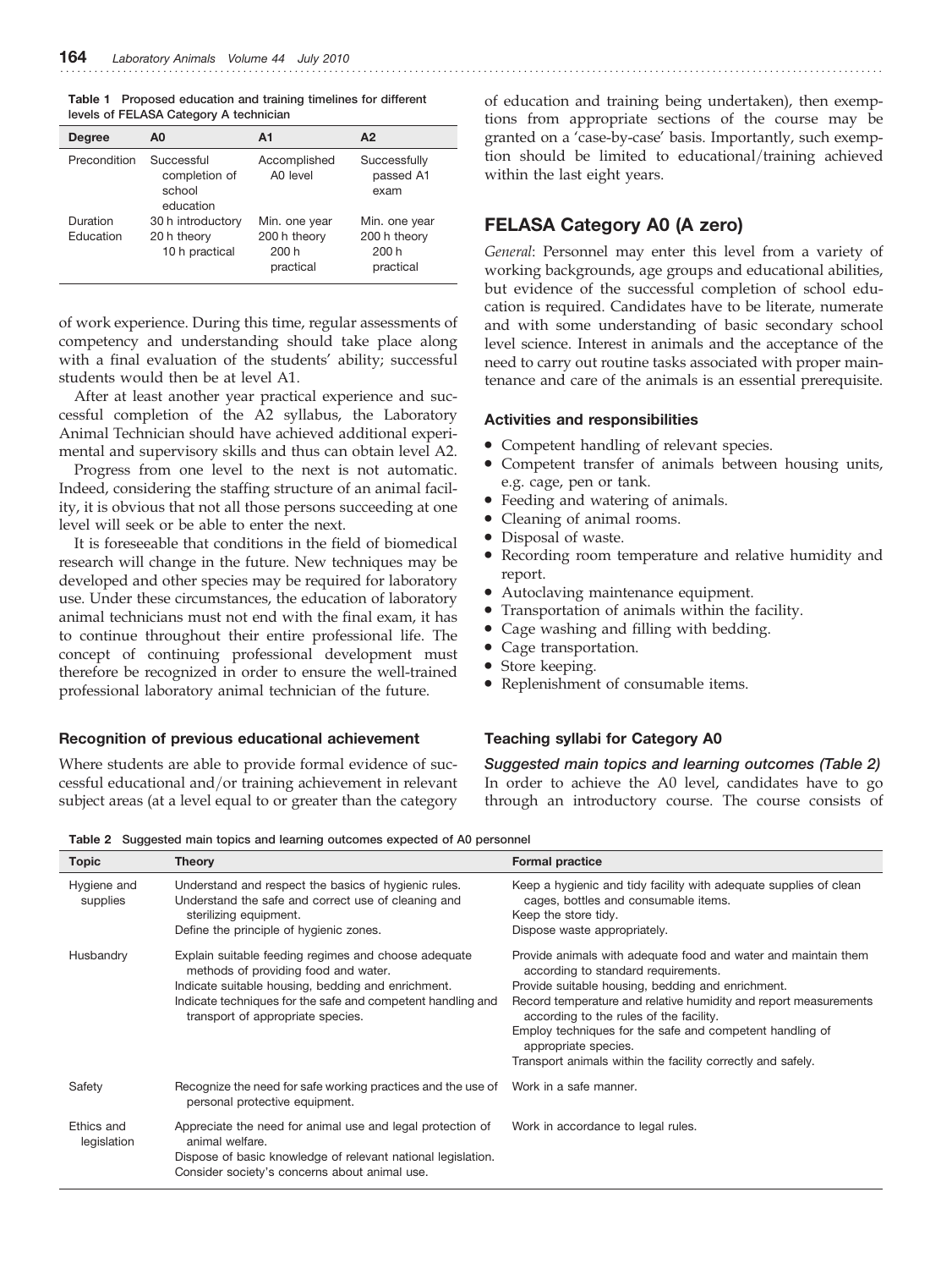**Table 1** Proposed education and training timelines for different levels of FELASA Category A technician

| Degree | A0 | A1 | A2 |
|---|---|---|---|
| Precondition | Successful completion of school education | Accomplished A0 level | Successfully passed A1 exam |
| Duration Education | 30 h introductory 20 h theory 10 h practical | Min. one year 200 h theory 200 h practical | Min. one year 200 h theory 200 h practical |

of work experience. During this time, regular assessments of competency and understanding should take place along with a final evaluation of the students' ability; successful students would then be at level A1.

After at least another year practical experience and successful completion of the A2 syllabus, the Laboratory Animal Technician should have achieved additional experimental and supervisory skills and thus can obtain level A2.

Progress from one level to the next is not automatic. Indeed, considering the staffing structure of an animal facility, it is obvious that not all those persons succeeding at one level will seek or be able to enter the next.

It is foreseeable that conditions in the field of biomedical research will change in the future. New techniques may be developed and other species may be required for laboratory use. Under these circumstances, the education of laboratory animal technicians must not end with the final exam, it has to continue throughout their entire professional life. The concept of continuing professional development must therefore be recognized in order to ensure the well-trained professional laboratory animal technician of the future.

### Recognition of previous educational achievement

Where students are able to provide formal evidence of successful educational and/or training achievement in relevant subject areas (at a level equal to or greater than the category of education and training being undertaken), then exemptions from appropriate sections of the course may be granted on a 'case-by-case' basis. Importantly, such exemption should be limited to educational/training achieved within the last eight years.

## FELASA Category A0 (A zero)

*General*: Personnel may enter this level from a variety of working backgrounds, age groups and educational abilities, but evidence of the successful completion of school education is required. Candidates have to be literate, numerate and with some understanding of basic secondary school level science. Interest in animals and the acceptance of the need to carry out routine tasks associated with proper maintenance and care of the animals is an essential prerequisite.

### Activities and responsibilities

- Competent handling of relevant species.
- Competent transfer of animals between housing units, e.g. cage, pen or tank.
- Feeding and watering of animals.
- Cleaning of animal rooms.
- Disposal of waste.
- Recording room temperature and relative humidity and report.
- Autoclaving maintenance equipment.
- Transportation of animals within the facility.
- Cage washing and filling with bedding.
- Cage transportation.
- Store keeping.
- Replenishment of consumable items.

### Teaching syllabi for Category A0

#### *Suggested main topics and learning outcomes (Table 2)*

In order to achieve the A0 level, candidates have to go through an introductory course. The course consists of

**Table 2** Suggested main topics and learning outcomes expected of A0 personnel

| Topic | Theory | Formal practice |
|---|---|---|
| Hygiene and supplies | Understand and respect the basics of hygienic rules. Understand the safe and correct use of cleaning and sterilizing equipment. Define the principle of hygienic zones. | Keep a hygienic and tidy facility with adequate supplies of clean cages, bottles and consumable items. Keep the store tidy. Dispose waste appropriately. |
| Husbandry | Explain suitable feeding regimes and choose adequate methods of providing food and water. Indicate suitable housing, bedding and enrichment. Indicate techniques for the safe and competent handling and transport of appropriate species. | Provide animals with adequate food and water and maintain them according to standard requirements. Provide suitable housing, bedding and enrichment. Record temperature and relative humidity and report measurements according to the rules of the facility. Employ techniques for the safe and competent handling of appropriate species. Transport animals within the facility correctly and safely. |
| Safety | Recognize the need for safe working practices and the use of personal protective equipment. | Work in a safe manner. |
| Ethics and legislation | Appreciate the need for animal use and legal protection of animal welfare. Dispose of basic knowledge of relevant national legislation. Consider society's concerns about animal use. | Work in accordance to legal rules. |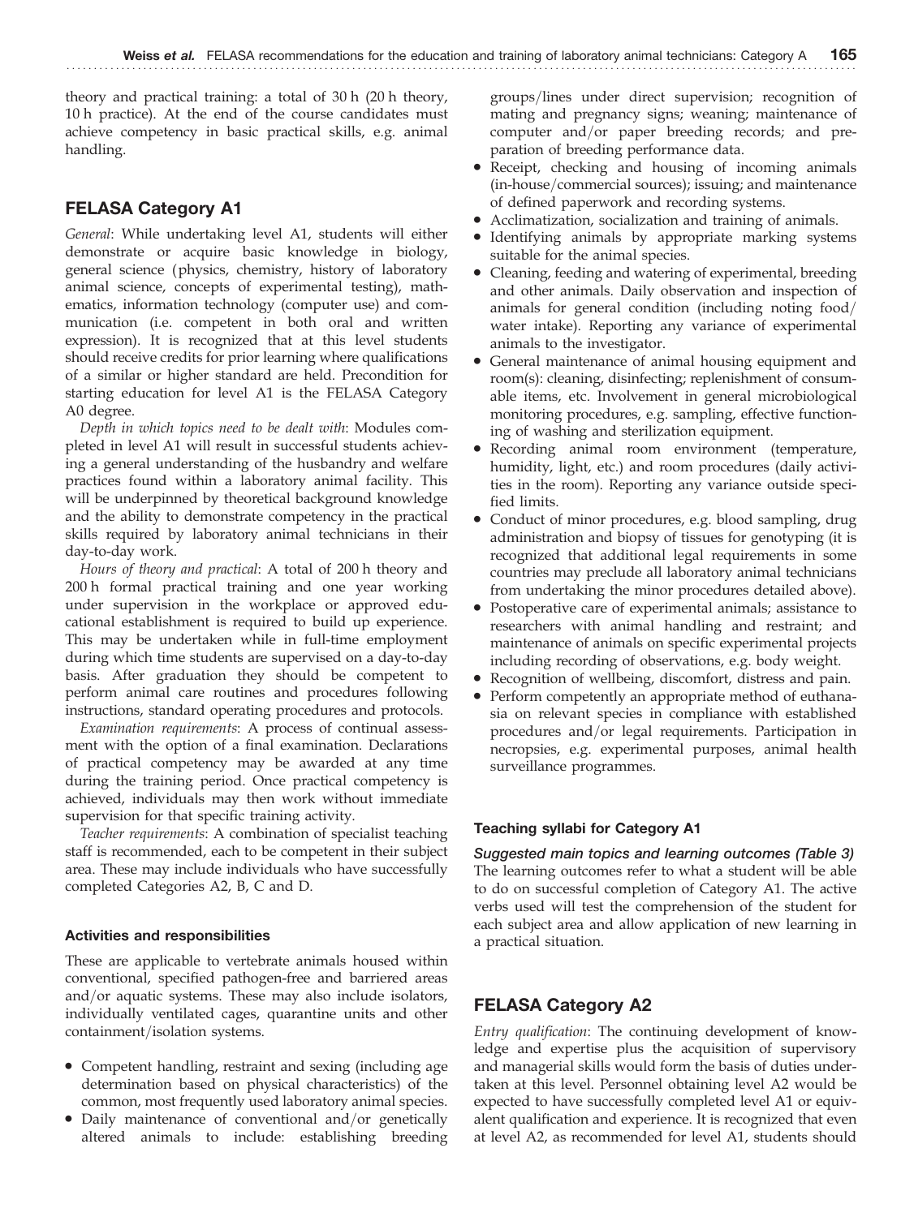theory and practical training: a total of 30 h (20 h theory, 10 h practice). At the end of the course candidates must achieve competency in basic practical skills, e.g. animal handling.

## FELASA Category A1

*General*: While undertaking level A1, students will either demonstrate or acquire basic knowledge in biology, general science (physics, chemistry, history of laboratory animal science, concepts of experimental testing), mathematics, information technology (computer use) and communication (i.e. competent in both oral and written expression). It is recognized that at this level students should receive credits for prior learning where qualifications of a similar or higher standard are held. Precondition for starting education for level A1 is the FELASA Category A0 degree.

*Depth in which topics need to be dealt with*: Modules completed in level A1 will result in successful students achieving a general understanding of the husbandry and welfare practices found within a laboratory animal facility. This will be underpinned by theoretical background knowledge and the ability to demonstrate competency in the practical skills required by laboratory animal technicians in their day-to-day work.

*Hours of theory and practical*: A total of 200 h theory and 200 h formal practical training and one year working under supervision in the workplace or approved educational establishment is required to build up experience. This may be undertaken while in full-time employment during which time students are supervised on a day-to-day basis. After graduation they should be competent to perform animal care routines and procedures following instructions, standard operating procedures and protocols.

*Examination requirements*: A process of continual assessment with the option of a final examination. Declarations of practical competency may be awarded at any time during the training period. Once practical competency is achieved, individuals may then work without immediate supervision for that specific training activity.

*Teacher requirements*: A combination of specialist teaching staff is recommended, each to be competent in their subject area. These may include individuals who have successfully completed Categories A2, B, C and D.

### Activities and responsibilities

These are applicable to vertebrate animals housed within conventional, specified pathogen-free and barriered areas and/or aquatic systems. These may also include isolators, individually ventilated cages, quarantine units and other containment/isolation systems.

- Competent handling, restraint and sexing (including age determination based on physical characteristics) of the common, most frequently used laboratory animal species.
- Daily maintenance of conventional and/or genetically altered animals to include: establishing breeding groups/lines under direct supervision; recognition of mating and pregnancy signs; weaning; maintenance of computer and/or paper breeding records; and preparation of breeding performance data.
- Receipt, checking and housing of incoming animals (in-house/commercial sources); issuing; and maintenance of defined paperwork and recording systems.
- Acclimatization, socialization and training of animals.
- Identifying animals by appropriate marking systems suitable for the animal species.
- Cleaning, feeding and watering of experimental, breeding and other animals. Daily observation and inspection of animals for general condition (including noting food/water intake). Reporting any variance of experimental animals to the investigator.
- General maintenance of animal housing equipment and room(s): cleaning, disinfecting; replenishment of consumable items, etc. Involvement in general microbiological monitoring procedures, e.g. sampling, effective functioning of washing and sterilization equipment.
- Recording animal room environment (temperature, humidity, light, etc.) and room procedures (daily activities in the room). Reporting any variance outside specified limits.
- Conduct of minor procedures, e.g. blood sampling, drug administration and biopsy of tissues for genotyping (it is recognized that additional legal requirements in some countries may preclude all laboratory animal technicians from undertaking the minor procedures detailed above).
- Postoperative care of experimental animals; assistance to researchers with animal handling and restraint; and maintenance of animals on specific experimental projects including recording of observations, e.g. body weight.
- Recognition of wellbeing, discomfort, distress and pain.
- Perform competently an appropriate method of euthanasia on relevant species in compliance with established procedures and/or legal requirements. Participation in necropsies, e.g. experimental purposes, animal health surveillance programmes.

### Teaching syllabi for Category A1

***Suggested main topics and learning outcomes (Table 3)***

The learning outcomes refer to what a student will be able to do on successful completion of Category A1. The active verbs used will test the comprehension of the student for each subject area and allow application of new learning in a practical situation.

## FELASA Category A2

*Entry qualification*: The continuing development of knowledge and expertise plus the acquisition of supervisory and managerial skills would form the basis of duties undertaken at this level. Personnel obtaining level A2 would be expected to have successfully completed level A1 or equivalent qualification and experience. It is recognized that even at level A2, as recommended for level A1, students should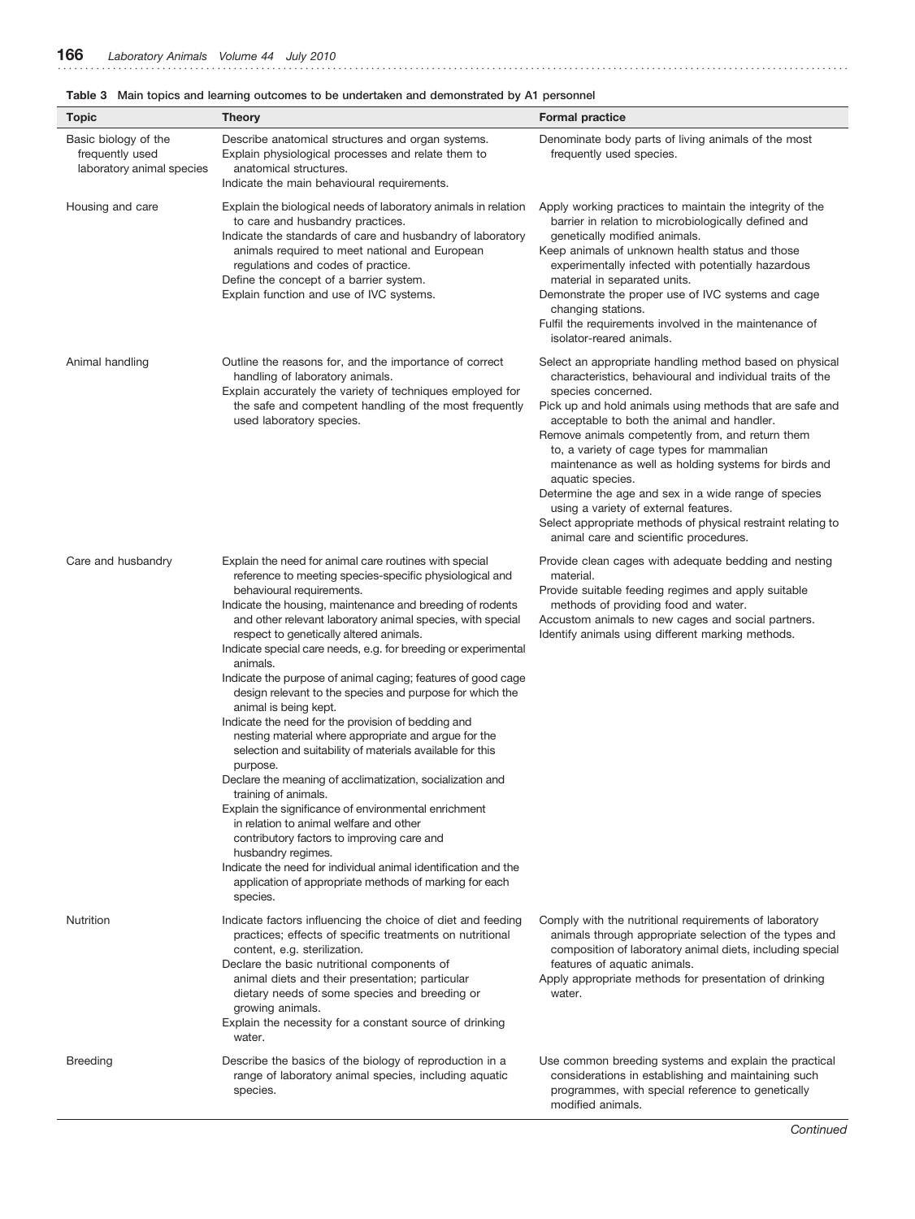**Table 3** Main topics and learning outcomes to be undertaken and demonstrated by A1 personnel

| Topic | Theory | Formal practice |
|---|---|---|
| Basic biology of the frequently used laboratory animal species | Describe anatomical structures and organ systems.<br>Explain physiological processes and relate them to anatomical structures.<br>Indicate the main behavioural requirements. | Denominate body parts of living animals of the most frequently used species. |
| Housing and care | Explain the biological needs of laboratory animals in relation to care and husbandry practices.<br>Indicate the standards of care and husbandry of laboratory animals required to meet national and European regulations and codes of practice.<br>Define the concept of a barrier system.<br>Explain function and use of IVC systems. | Apply working practices to maintain the integrity of the barrier in relation to microbiologically defined and genetically modified animals.<br>Keep animals of unknown health status and those experimentally infected with potentially hazardous material in separated units.<br>Demonstrate the proper use of IVC systems and cage changing stations.<br>Fulfil the requirements involved in the maintenance of isolator-reared animals. |
| Animal handling | Outline the reasons for, and the importance of correct handling of laboratory animals.<br>Explain accurately the variety of techniques employed for the safe and competent handling of the most frequently used laboratory species. | Select an appropriate handling method based on physical characteristics, behavioural and individual traits of the species concerned.<br>Pick up and hold animals using methods that are safe and acceptable to both the animal and handler.<br>Remove animals competently from, and return them to, a variety of cage types for mammalian maintenance as well as holding systems for birds and aquatic species.<br>Determine the age and sex in a wide range of species using a variety of external features.<br>Select appropriate methods of physical restraint relating to animal care and scientific procedures. |
| Care and husbandry | Explain the need for animal care routines with special reference to meeting species-specific physiological and behavioural requirements.<br>Indicate the housing, maintenance and breeding of rodents and other relevant laboratory animal species, with special respect to genetically altered animals.<br>Indicate special care needs, e.g. for breeding or experimental animals.<br>Indicate the purpose of animal caging; features of good cage design relevant to the species and purpose for which the animal is being kept.<br>Indicate the need for the provision of bedding and nesting material where appropriate and argue for the selection and suitability of materials available for this purpose.<br>Declare the meaning of acclimatization, socialization and training of animals.<br>Explain the significance of environmental enrichment in relation to animal welfare and other contributory factors to improving care and husbandry regimes.<br>Indicate the need for individual animal identification and the application of appropriate methods of marking for each species. | Provide clean cages with adequate bedding and nesting material.<br>Provide suitable feeding regimes and apply suitable methods of providing food and water.<br>Accustom animals to new cages and social partners.<br>Identify animals using different marking methods. |
| Nutrition | Indicate factors influencing the choice of diet and feeding practices; effects of specific treatments on nutritional content, e.g. sterilization.<br>Declare the basic nutritional components of animal diets and their presentation; particular dietary needs of some species and breeding or growing animals.<br>Explain the necessity for a constant source of drinking water. | Comply with the nutritional requirements of laboratory animals through appropriate selection of the types and composition of laboratory animal diets, including special features of aquatic animals.<br>Apply appropriate methods for presentation of drinking water. |
| Breeding | Describe the basics of the biology of reproduction in a range of laboratory animal species, including aquatic species. | Use common breeding systems and explain the practical considerations in establishing and maintaining such programmes, with special reference to genetically modified animals. |

*Continued*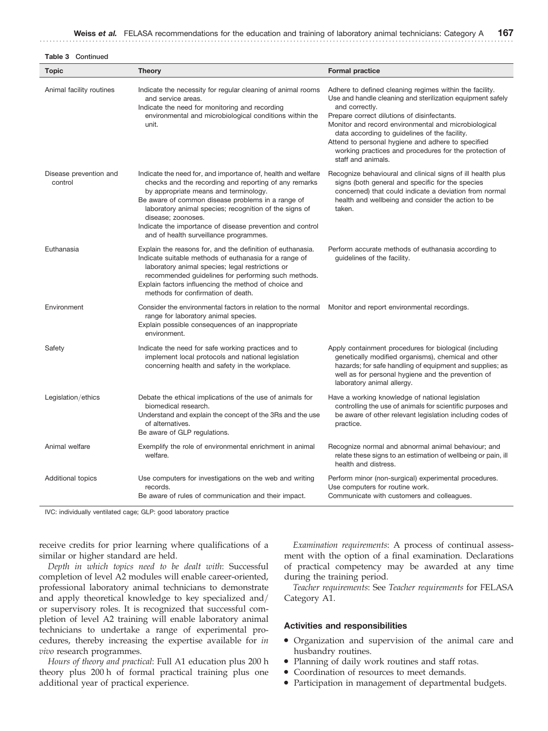**Table 3** Continued

| Topic | Theory | Formal practice |
|---|---|---|
| Animal facility routines | Indicate the necessity for regular cleaning of animal rooms and service areas. Indicate the need for monitoring and recording environmental and microbiological conditions within the unit. | Adhere to defined cleaning regimes within the facility. Use and handle cleaning and sterilization equipment safely and correctly. Prepare correct dilutions of disinfectants. Monitor and record environmental and microbiological data according to guidelines of the facility. Attend to personal hygiene and adhere to specified working practices and procedures for the protection of staff and animals. |
| Disease prevention and control | Indicate the need for, and importance of, health and welfare checks and the recording and reporting of any remarks by appropriate means and terminology. Be aware of common disease problems in a range of laboratory animal species; recognition of the signs of disease; zoonoses. Indicate the importance of disease prevention and control and of health surveillance programmes. | Recognize behavioural and clinical signs of ill health plus signs (both general and specific for the species concerned) that could indicate a deviation from normal health and wellbeing and consider the action to be taken. |
| Euthanasia | Explain the reasons for, and the definition of euthanasia. Indicate suitable methods of euthanasia for a range of laboratory animal species; legal restrictions or recommended guidelines for performing such methods. Explain factors influencing the method of choice and methods for confirmation of death. | Perform accurate methods of euthanasia according to guidelines of the facility. |
| Environment | Consider the environmental factors in relation to the normal range for laboratory animal species. Explain possible consequences of an inappropriate environment. | Monitor and report environmental recordings. |
| Safety | Indicate the need for safe working practices and to implement local protocols and national legislation concerning health and safety in the workplace. | Apply containment procedures for biological (including genetically modified organisms), chemical and other hazards; for safe handling of equipment and supplies; as well as for personal hygiene and the prevention of laboratory animal allergy. |
| Legislation/ethics | Debate the ethical implications of the use of animals for biomedical research. Understand and explain the concept of the 3Rs and the use of alternatives. Be aware of GLP regulations. | Have a working knowledge of national legislation controlling the use of animals for scientific purposes and be aware of other relevant legislation including codes of practice. |
| Animal welfare | Exemplify the role of environmental enrichment in animal welfare. | Recognize normal and abnormal animal behaviour; and relate these signs to an estimation of wellbeing or pain, ill health and distress. |
| Additional topics | Use computers for investigations on the web and writing records. Be aware of rules of communication and their impact. | Perform minor (non-surgical) experimental procedures. Use computers for routine work. Communicate with customers and colleagues. |

IVC: individually ventilated cage; GLP: good laboratory practice

receive credits for prior learning where qualifications of a similar or higher standard are held.

*Depth in which topics need to be dealt with*: Successful completion of level A2 modules will enable career-oriented, professional laboratory animal technicians to demonstrate and apply theoretical knowledge to key specialized and/or supervisory roles. It is recognized that successful completion of level A2 training will enable laboratory animal technicians to undertake a range of experimental procedures, thereby increasing the expertise available for *in vivo* research programmes.

*Hours of theory and practical*: Full A1 education plus 200 h theory plus 200 h of formal practical training plus one additional year of practical experience.

*Examination requirements*: A process of continual assessment with the option of a final examination. Declarations of practical competency may be awarded at any time during the training period.

*Teacher requirements*: See *Teacher requirements* for FELASA Category A1.

### Activities and responsibilities

- Organization and supervision of the animal care and husbandry routines.
- Planning of daily work routines and staff rotas.
- Coordination of resources to meet demands.
- Participation in management of departmental budgets.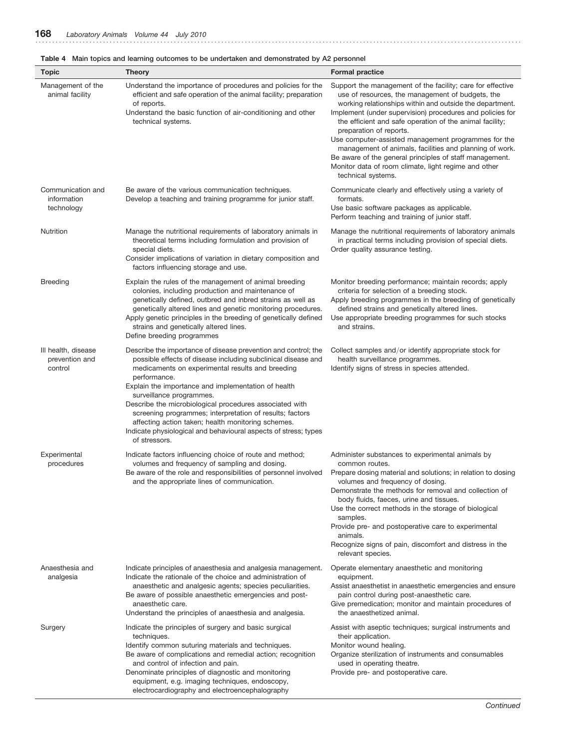**Table 4** Main topics and learning outcomes to be undertaken and demonstrated by A2 personnel

| Topic | Theory | Formal practice |
|---|---|---|
| Management of the animal facility | Understand the importance of procedures and policies for the efficient and safe operation of the animal facility; preparation of reports.<br>Understand the basic function of air-conditioning and other technical systems. | Support the management of the facility; care for effective use of resources, the management of budgets, the working relationships within and outside the department.<br>Implement (under supervision) procedures and policies for the efficient and safe operation of the animal facility; preparation of reports.<br>Use computer-assisted management programmes for the management of animals, facilities and planning of work.<br>Be aware of the general principles of staff management.<br>Monitor data of room climate, light regime and other technical systems. |
| Communication and information technology | Be aware of the various communication techniques.<br>Develop a teaching and training programme for junior staff. | Communicate clearly and effectively using a variety of formats.<br>Use basic software packages as applicable.<br>Perform teaching and training of junior staff. |
| Nutrition | Manage the nutritional requirements of laboratory animals in theoretical terms including formulation and provision of special diets.<br>Consider implications of variation in dietary composition and factors influencing storage and use. | Manage the nutritional requirements of laboratory animals in practical terms including provision of special diets.<br>Order quality assurance testing. |
| Breeding | Explain the rules of the management of animal breeding colonies, including production and maintenance of genetically defined, outbred and inbred strains as well as genetically altered lines and genetic monitoring procedures.<br>Apply genetic principles in the breeding of genetically defined strains and genetically altered lines.<br>Define breeding programmes | Monitor breeding performance; maintain records; apply criteria for selection of a breeding stock.<br>Apply breeding programmes in the breeding of genetically defined strains and genetically altered lines.<br>Use appropriate breeding programmes for such stocks and strains. |
| Ill health, disease prevention and control | Describe the importance of disease prevention and control; the possible effects of disease including subclinical disease and medicaments on experimental results and breeding performance.<br>Explain the importance and implementation of health surveillance programmes.<br>Describe the microbiological procedures associated with screening programmes; interpretation of results; factors affecting action taken; health monitoring schemes.<br>Indicate physiological and behavioural aspects of stress; types of stressors. | Collect samples and/or identify appropriate stock for health surveillance programmes.<br>Identify signs of stress in species attended. |
| Experimental procedures | Indicate factors influencing choice of route and method; volumes and frequency of sampling and dosing.<br>Be aware of the role and responsibilities of personnel involved and the appropriate lines of communication. | Administer substances to experimental animals by common routes.<br>Prepare dosing material and solutions; in relation to dosing volumes and frequency of dosing.<br>Demonstrate the methods for removal and collection of body fluids, faeces, urine and tissues.<br>Use the correct methods in the storage of biological samples.<br>Provide pre- and postoperative care to experimental animals.<br>Recognize signs of pain, discomfort and distress in the relevant species. |
| Anaesthesia and analgesia | Indicate principles of anaesthesia and analgesia management.<br>Indicate the rationale of the choice and administration of anaesthetic and analgesic agents; species peculiarities.<br>Be aware of possible anaesthetic emergencies and post-anaesthetic care.<br>Understand the principles of anaesthesia and analgesia. | Operate elementary anaesthetic and monitoring equipment.<br>Assist anaesthetist in anaesthetic emergencies and ensure pain control during post-anaesthetic care.<br>Give premedication; monitor and maintain procedures of the anaesthetized animal. |
| Surgery | Indicate the principles of surgery and basic surgical techniques.<br>Identify common suturing materials and techniques.<br>Be aware of complications and remedial action; recognition and control of infection and pain.<br>Denominate principles of diagnostic and monitoring equipment, e.g. imaging techniques, endoscopy, electrocardiography and electroencephalography | Assist with aseptic techniques; surgical instruments and their application.<br>Monitor wound healing.<br>Organize sterilization of instruments and consumables used in operating theatre.<br>Provide pre- and postoperative care. |

*Continued*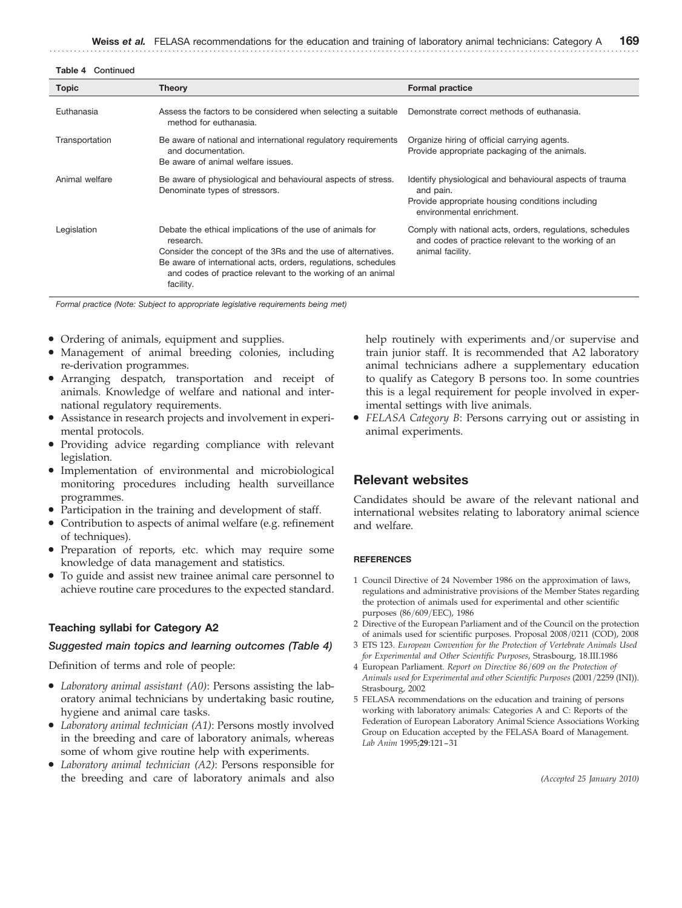**Table 4** Continued

| Topic | Theory | Formal practice |
|---|---|---|
| Euthanasia | Assess the factors to be considered when selecting a suitable method for euthanasia. | Demonstrate correct methods of euthanasia. |
| Transportation | Be aware of national and international regulatory requirements and documentation.<br>Be aware of animal welfare issues. | Organize hiring of official carrying agents.<br>Provide appropriate packaging of the animals. |
| Animal welfare | Be aware of physiological and behavioural aspects of stress.<br>Denominate types of stressors. | Identify physiological and behavioural aspects of trauma and pain.<br>Provide appropriate housing conditions including environmental enrichment. |
| Legislation | Debate the ethical implications of the use of animals for research.<br>Consider the concept of the 3Rs and the use of alternatives.<br>Be aware of international acts, orders, regulations, schedules and codes of practice relevant to the working of an animal facility. | Comply with national acts, orders, regulations, schedules and codes of practice relevant to the working of an animal facility. |

*Formal practice (Note: Subject to appropriate legislative requirements being met)*

- Ordering of animals, equipment and supplies.
- Management of animal breeding colonies, including re-derivation programmes.
- Arranging despatch, transportation and receipt of animals. Knowledge of welfare and national and international regulatory requirements.
- Assistance in research projects and involvement in experimental protocols.
- Providing advice regarding compliance with relevant legislation.
- Implementation of environmental and microbiological monitoring procedures including health surveillance programmes.
- Participation in the training and development of staff.
- Contribution to aspects of animal welfare (e.g. refinement of techniques).
- Preparation of reports, etc. which may require some knowledge of data management and statistics.
- To guide and assist new trainee animal care personnel to achieve routine care procedures to the expected standard.

### Teaching syllabi for Category A2

#### *Suggested main topics and learning outcomes (Table 4)*

Definition of terms and role of people:

- *Laboratory animal assistant (A0)*: Persons assisting the laboratory animal technicians by undertaking basic routine, hygiene and animal care tasks.
- *Laboratory animal technician (A1)*: Persons mostly involved in the breeding and care of laboratory animals, whereas some of whom give routine help with experiments.
- *Laboratory animal technician (A2)*: Persons responsible for the breeding and care of laboratory animals and also help routinely with experiments and/or supervise and train junior staff. It is recommended that A2 laboratory animal technicians adhere a supplementary education to qualify as Category B persons too. In some countries this is a legal requirement for people involved in experimental settings with live animals.
- *FELASA Category B*: Persons carrying out or assisting in animal experiments.

## Relevant websites

Candidates should be aware of the relevant national and international websites relating to laboratory animal science and welfare.

#### REFERENCES

1 Council Directive of 24 November 1986 on the approximation of laws, regulations and administrative provisions of the Member States regarding the protection of animals used for experimental and other scientific purposes (86/609/EEC), 1986

2 Directive of the European Parliament and of the Council on the protection of animals used for scientific purposes. Proposal 2008/0211 (COD), 2008

3 ETS 123. *European Convention for the Protection of Vertebrate Animals Used for Experimental and Other Scientific Purposes*, Strasbourg, 18.III.1986

4 European Parliament. *Report on Directive 86/609 on the Protection of Animals used for Experimental and other Scientific Purposes* (2001/2259 (INI)). Strasbourg, 2002

5 FELASA recommendations on the education and training of persons working with laboratory animals: Categories A and C: Reports of the Federation of European Laboratory Animal Science Associations Working Group on Education accepted by the FELASA Board of Management. *Lab Anim* 1995;**29**:121–31

*(Accepted 25 January 2010)*